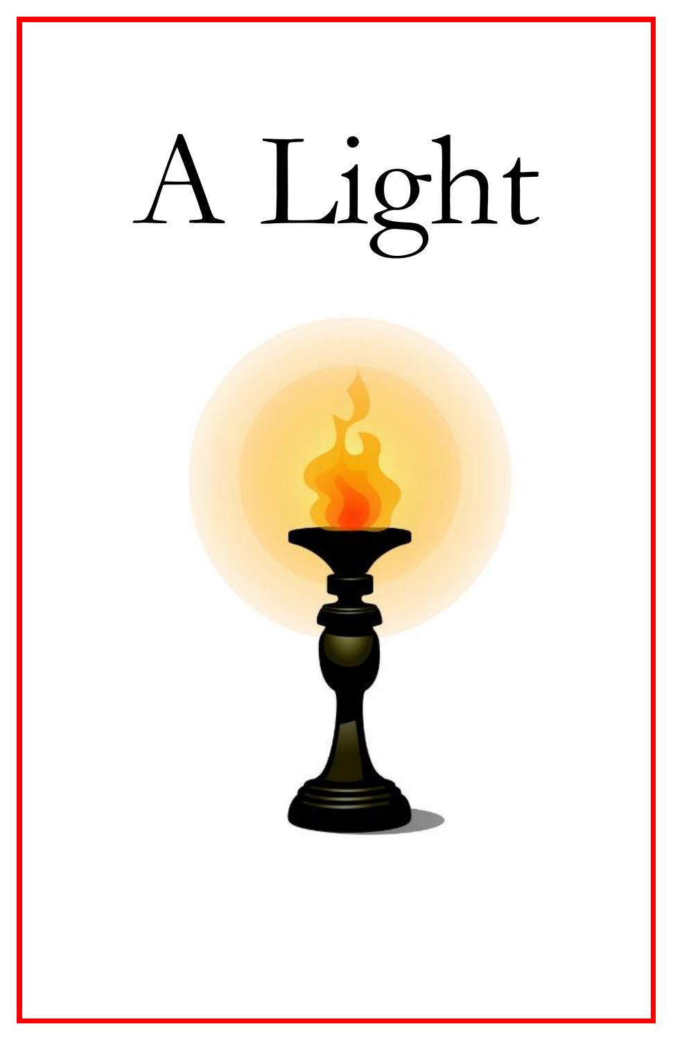# A Light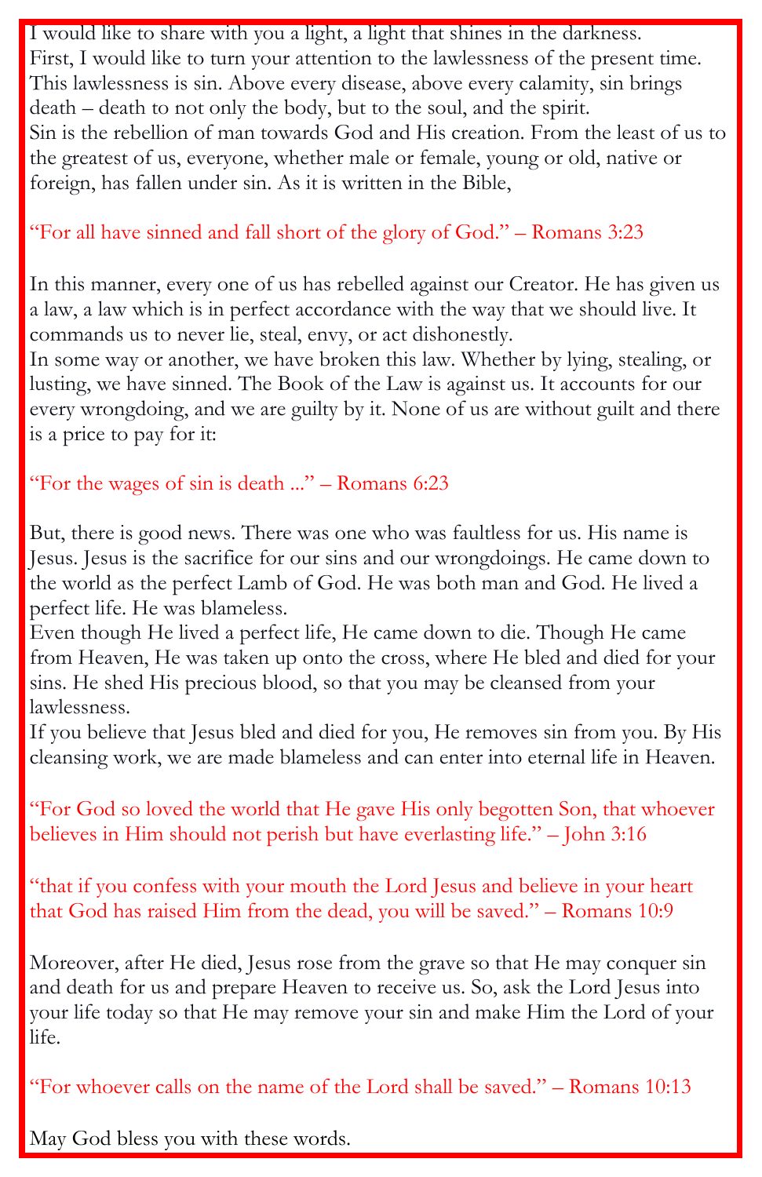I would like to share with you a light, a light that shines in the darkness.

First, I would like to turn your attention to the lawlessness of the present time. This lawlessness is sin. Above every disease, above every calamity, sin brings death – death to not only the body, but to the soul, and the spirit.

Sin is the rebellion of man towards God and His creation. From the least of us to the greatest of us, everyone, whether male or female, young or old, native or foreign, has fallen under sin. As it is written in the Bible,

“For all have sinned and fall short of the glory of God.” – Romans 3:23

In this manner, every one of us has rebelled against our Creator. He has given us a law, a law which is in perfect accordance with the way that we should live. It commands us to never lie, steal, envy, or act dishonestly.

In some way or another, we have broken this law. Whether by lying, stealing, or lusting, we have sinned. The Book of the Law is against us. It accounts for our every wrongdoing, and we are guilty by it. None of us are without guilt and there is a price to pay for it:

“For the wages of sin is death ...” – Romans 6:23

But, there is good news. There was one who was faultless for us. His name is Jesus. Jesus is the sacrifice for our sins and our wrongdoings. He came down to the world as the perfect Lamb of God. He was both man and God. He lived a perfect life. He was blameless.

Even though He lived a perfect life, He came down to die. Though He came from Heaven, He was taken up onto the cross, where He bled and died for your sins. He shed His precious blood, so that you may be cleansed from your lawlessness.

If you believe that Jesus bled and died for you, He removes sin from you. By His cleansing work, we are made blameless and can enter into eternal life in Heaven.

“For God so loved the world that He gave His only begotten Son, that whoever believes in Him should not perish but have everlasting life.” – John 3:16

“that if you confess with your mouth the Lord Jesus and believe in your heart that God has raised Him from the dead, you will be saved.” – Romans 10:9

Moreover, after He died, Jesus rose from the grave so that He may conquer sin and death for us and prepare Heaven to receive us. So, ask the Lord Jesus into your life today so that He may remove your sin and make Him the Lord of your life.

“For whoever calls on the name of the Lord shall be saved.” – Romans 10:13

May God bless you with these words.